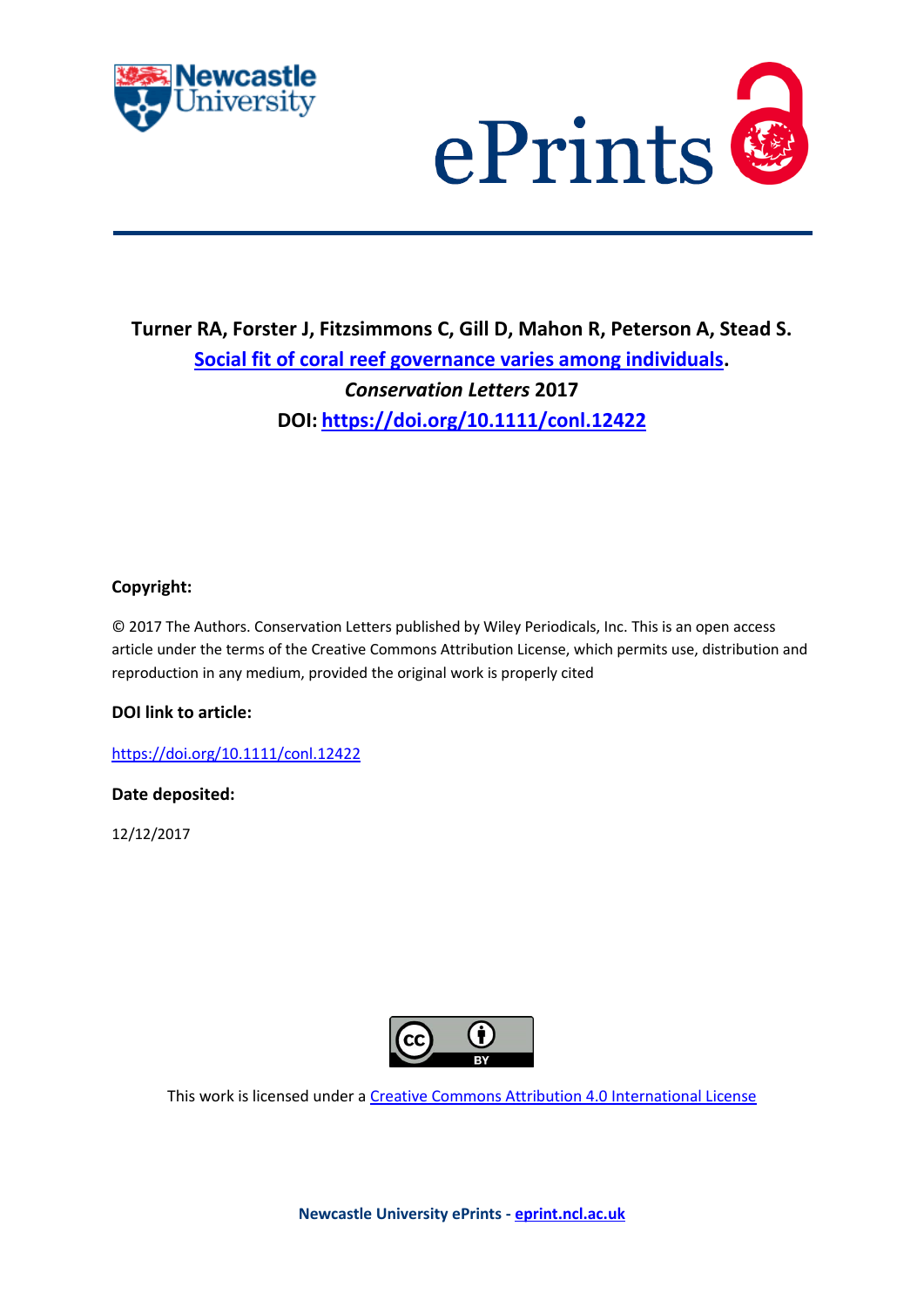**Turner RA, Forster J, Fitzsimmons C, Gill D, Mahon R, Peterson A, Stead S.**
**Social fit of coral reef governance varies among individuals.**
***Conservation Letters* 2017**
**DOI: https://doi.org/10.1111/conl.12422**

**Copyright:**

© 2017 The Authors. Conservation Letters published by Wiley Periodicals, Inc. This is an open access article under the terms of the Creative Commons Attribution License, which permits use, distribution and reproduction in any medium, provided the original work is properly cited

**DOI link to article:**

https://doi.org/10.1111/conl.12422

**Date deposited:**

12/12/2017

This work is licensed under a Creative Commons Attribution 4.0 International License

**Newcastle University ePrints - eprint.ncl.ac.uk**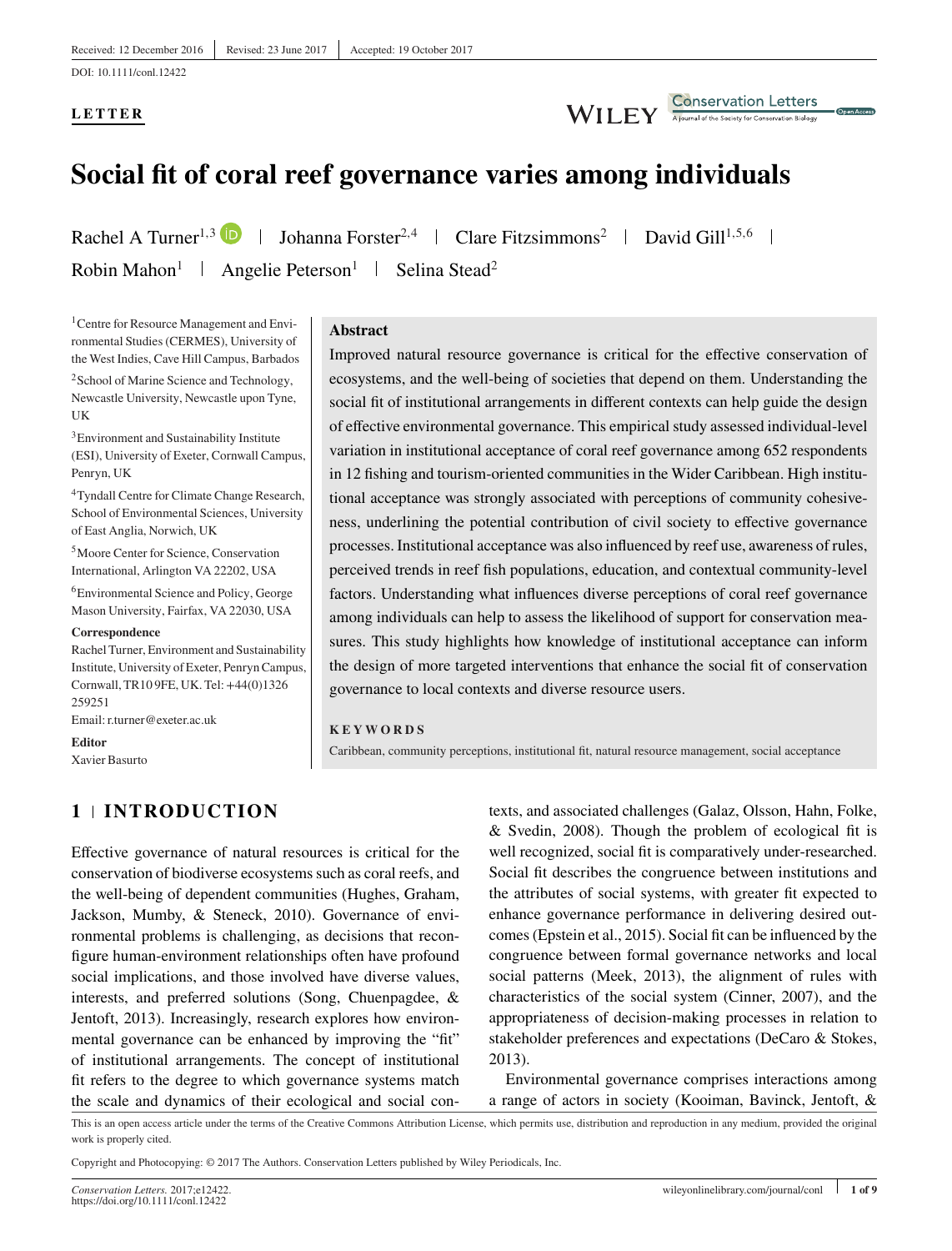LETTER

# Social fit of coral reef governance varies among individuals

Rachel A Turner[1,3] | Johanna Forster[2,4] | Clare Fitzsimmons[2] | David Gill[1,5,6] | Robin Mahon[1] | Angelie Peterson[1] | Selina Stead[2]

[1] Centre for Resource Management and Environmental Studies (CERMES), University of the West Indies, Cave Hill Campus, Barbados

[2] School of Marine Science and Technology, Newcastle University, Newcastle upon Tyne, UK

[3] Environment and Sustainability Institute (ESI), University of Exeter, Cornwall Campus, Penryn, UK

[4] Tyndall Centre for Climate Change Research, School of Environmental Sciences, University of East Anglia, Norwich, UK

[5] Moore Center for Science, Conservation International, Arlington VA 22202, USA

[6] Environmental Science and Policy, George Mason University, Fairfax, VA 22030, USA

**Correspondence**
Rachel Turner, Environment and Sustainability Institute, University of Exeter, Penryn Campus, Cornwall, TR10 9FE, UK. Tel: +44(0)1326 259251
Email: r.turner@exeter.ac.uk

**Editor**
Xavier Basurto

## Abstract

Improved natural resource governance is critical for the effective conservation of ecosystems, and the well-being of societies that depend on them. Understanding the social fit of institutional arrangements in different contexts can help guide the design of effective environmental governance. This empirical study assessed individual-level variation in institutional acceptance of coral reef governance among 652 respondents in 12 fishing and tourism-oriented communities in the Wider Caribbean. High institutional acceptance was strongly associated with perceptions of community cohesiveness, underlining the potential contribution of civil society to effective governance processes. Institutional acceptance was also influenced by reef use, awareness of rules, perceived trends in reef fish populations, education, and contextual community-level factors. Understanding what influences diverse perceptions of coral reef governance among individuals can help to assess the likelihood of support for conservation measures. This study highlights how knowledge of institutional acceptance can inform the design of more targeted interventions that enhance the social fit of conservation governance to local contexts and diverse resource users.

**KEYWORDS**

Caribbean, community perceptions, institutional fit, natural resource management, social acceptance

## 1 | INTRODUCTION

Effective governance of natural resources is critical for the conservation of biodiverse ecosystems such as coral reefs, and the well-being of dependent communities (Hughes, Graham, Jackson, Mumby, & Steneck, 2010). Governance of environmental problems is challenging, as decisions that reconfigure human-environment relationships often have profound social implications, and those involved have diverse values, interests, and preferred solutions (Song, Chuenpagdee, & Jentoft, 2013). Increasingly, research explores how environmental governance can be enhanced by improving the "fit" of institutional arrangements. The concept of institutional fit refers to the degree to which governance systems match the scale and dynamics of their ecological and social contexts, and associated challenges (Galaz, Olsson, Hahn, Folke, & Svedin, 2008). Though the problem of ecological fit is well recognized, social fit is comparatively under-researched. Social fit describes the congruence between institutions and the attributes of social systems, with greater fit expected to enhance governance performance in delivering desired outcomes (Epstein et al., 2015). Social fit can be influenced by the congruence between formal governance networks and local social patterns (Meek, 2013), the alignment of rules with characteristics of the social system (Cinner, 2007), and the appropriateness of decision-making processes in relation to stakeholder preferences and expectations (DeCaro & Stokes, 2013).

Environmental governance comprises interactions among a range of actors in society (Kooiman, Bavinck, Jentoft, &

This is an open access article under the terms of the Creative Commons Attribution License, which permits use, distribution and reproduction in any medium, provided the original work is properly cited.

Copyright and Photocopying: © 2017 The Authors. Conservation Letters published by Wiley Periodicals, Inc.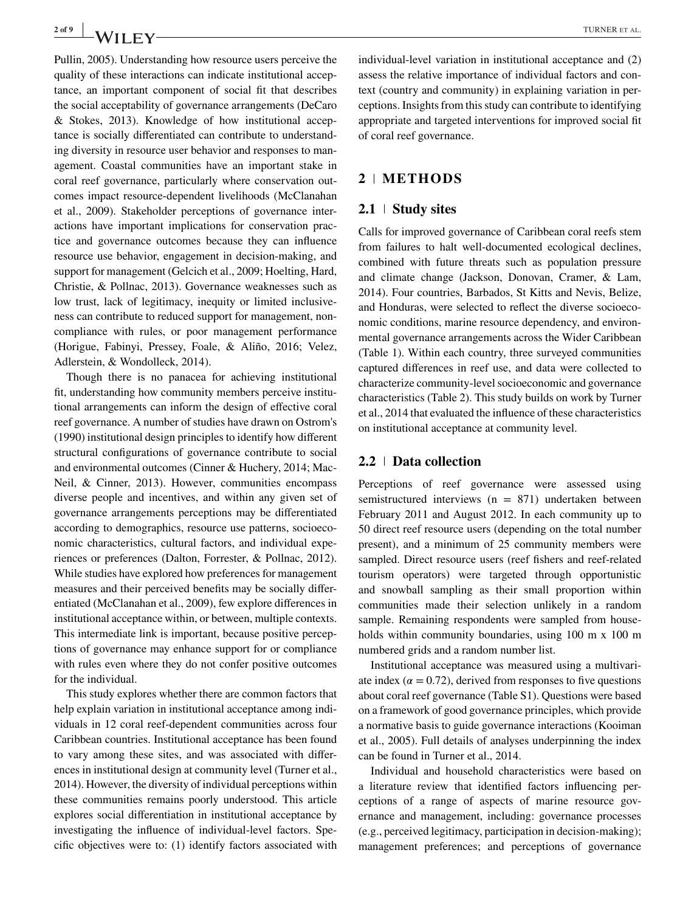Pullin, 2005). Understanding how resource users perceive the quality of these interactions can indicate institutional acceptance, an important component of social fit that describes the social acceptability of governance arrangements (DeCaro & Stokes, 2013). Knowledge of how institutional acceptance is socially differentiated can contribute to understanding diversity in resource user behavior and responses to management. Coastal communities have an important stake in coral reef governance, particularly where conservation outcomes impact resource-dependent livelihoods (McClanahan et al., 2009). Stakeholder perceptions of governance interactions have important implications for conservation practice and governance outcomes because they can influence resource use behavior, engagement in decision-making, and support for management (Gelcich et al., 2009; Hoelting, Hard, Christie, & Pollnac, 2013). Governance weaknesses such as low trust, lack of legitimacy, inequity or limited inclusiveness can contribute to reduced support for management, noncompliance with rules, or poor management performance (Horigue, Fabinyi, Pressey, Foale, & Aliño, 2016; Velez, Adlerstein, & Wondolleck, 2014).

Though there is no panacea for achieving institutional fit, understanding how community members perceive institutional arrangements can inform the design of effective coral reef governance. A number of studies have drawn on Ostrom's (1990) institutional design principles to identify how different structural configurations of governance contribute to social and environmental outcomes (Cinner & Huchery, 2014; MacNeil, & Cinner, 2013). However, communities encompass diverse people and incentives, and within any given set of governance arrangements perceptions may be differentiated according to demographics, resource use patterns, socioeconomic characteristics, cultural factors, and individual experiences or preferences (Dalton, Forrester, & Pollnac, 2012). While studies have explored how preferences for management measures and their perceived benefits may be socially differentiated (McClanahan et al., 2009), few explore differences in institutional acceptance within, or between, multiple contexts. This intermediate link is important, because positive perceptions of governance may enhance support for or compliance with rules even where they do not confer positive outcomes for the individual.

This study explores whether there are common factors that help explain variation in institutional acceptance among individuals in 12 coral reef-dependent communities across four Caribbean countries. Institutional acceptance has been found to vary among these sites, and was associated with differences in institutional design at community level (Turner et al., 2014). However, the diversity of individual perceptions within these communities remains poorly understood. This article explores social differentiation in institutional acceptance by investigating the influence of individual-level factors. Specific objectives were to: (1) identify factors associated with individual-level variation in institutional acceptance and (2) assess the relative importance of individual factors and context (country and community) in explaining variation in perceptions. Insights from this study can contribute to identifying appropriate and targeted interventions for improved social fit of coral reef governance.

## 2 | METHODS

### 2.1 | Study sites

Calls for improved governance of Caribbean coral reefs stem from failures to halt well-documented ecological declines, combined with future threats such as population pressure and climate change (Jackson, Donovan, Cramer, & Lam, 2014). Four countries, Barbados, St Kitts and Nevis, Belize, and Honduras, were selected to reflect the diverse socioeconomic conditions, marine resource dependency, and environmental governance arrangements across the Wider Caribbean (Table 1). Within each country, three surveyed communities captured differences in reef use, and data were collected to characterize community-level socioeconomic and governance characteristics (Table 2). This study builds on work by Turner et al., 2014 that evaluated the influence of these characteristics on institutional acceptance at community level.

### 2.2 | Data collection

Perceptions of reef governance were assessed using semistructured interviews ($n = 871$) undertaken between February 2011 and August 2012. In each community up to 50 direct reef resource users (depending on the total number present), and a minimum of 25 community members were sampled. Direct resource users (reef fishers and reef-related tourism operators) were targeted through opportunistic and snowball sampling as their small proportion within communities made their selection unlikely in a random sample. Remaining respondents were sampled from households within community boundaries, using 100 m x 100 m numbered grids and a random number list.

Institutional acceptance was measured using a multivariate index ($\alpha = 0.72$), derived from responses to five questions about coral reef governance (Table S1). Questions were based on a framework of good governance principles, which provide a normative basis to guide governance interactions (Kooiman et al., 2005). Full details of analyses underpinning the index can be found in Turner et al., 2014.

Individual and household characteristics were based on a literature review that identified factors influencing perceptions of a range of aspects of marine resource governance and management, including: governance processes (e.g., perceived legitimacy, participation in decision-making); management preferences; and perceptions of governance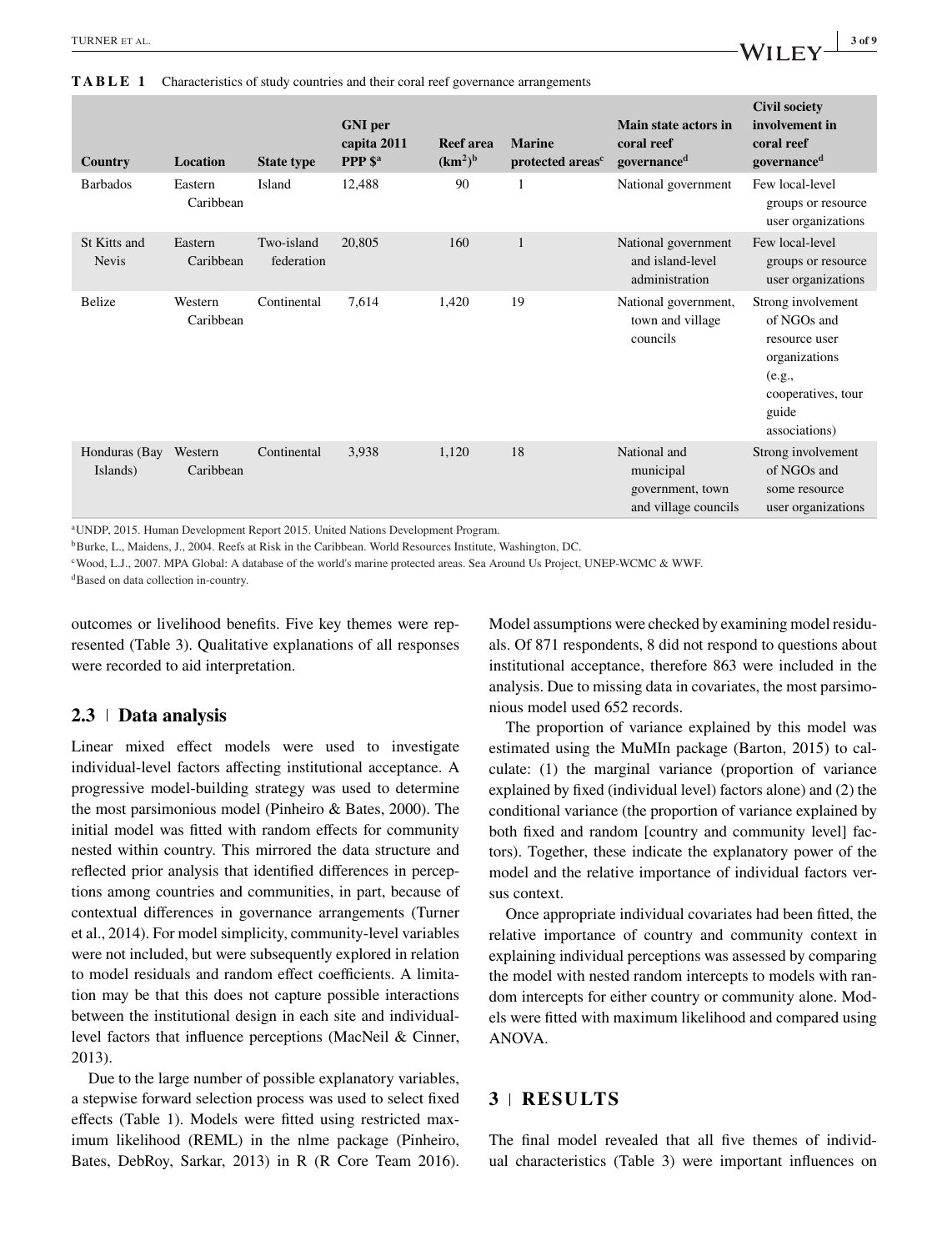**TABLE 1** Characteristics of study countries and their coral reef governance arrangements

| Country | Location | State type | GNI per capita 2011 PPP $[a] | Reef area (km$^2$)[b] | Marine protected areas[c] | Main state actors in coral reef governance[d] | Civil society involvement in coral reef governance[d] |
|---|---|---|---|---|---|---|---|
| Barbados | Eastern Caribbean | Island | 12,488 | 90 | 1 | National government | Few local-level groups or resource user organizations |
| St Kitts and Nevis | Eastern Caribbean | Two-island federation | 20,805 | 160 | 1 | National government and island-level administration | Few local-level groups or resource user organizations |
| Belize | Western Caribbean | Continental | 7,614 | 1,420 | 19 | National government, town and village councils | Strong involvement of NGOs and resource user organizations (e.g., cooperatives, tour guide associations) |
| Honduras (Bay Islands) | Western Caribbean | Continental | 3,938 | 1,120 | 18 | National and municipal government, town and village councils | Strong involvement of NGOs and some resource user organizations |

[a]UNDP, 2015. Human Development Report 2015. United Nations Development Program.
[b]Burke, L., Maidens, J., 2004. Reefs at Risk in the Caribbean. World Resources Institute, Washington, DC.
[c]Wood, L.J., 2007. MPA Global: A database of the world's marine protected areas. Sea Around Us Project, UNEP-WCMC & WWF.
[d]Based on data collection in-country.

outcomes or livelihood benefits. Five key themes were represented (Table 3). Qualitative explanations of all responses were recorded to aid interpretation.

## 2.3 | Data analysis

Linear mixed effect models were used to investigate individual-level factors affecting institutional acceptance. A progressive model-building strategy was used to determine the most parsimonious model (Pinheiro & Bates, 2000). The initial model was fitted with random effects for community nested within country. This mirrored the data structure and reflected prior analysis that identified differences in perceptions among countries and communities, in part, because of contextual differences in governance arrangements (Turner et al., 2014). For model simplicity, community-level variables were not included, but were subsequently explored in relation to model residuals and random effect coefficients. A limitation may be that this does not capture possible interactions between the institutional design in each site and individual-level factors that influence perceptions (MacNeil & Cinner, 2013).

Due to the large number of possible explanatory variables, a stepwise forward selection process was used to select fixed effects (Table 1). Models were fitted using restricted maximum likelihood (REML) in the nlme package (Pinheiro, Bates, DebRoy, Sarkar, 2013) in R (R Core Team 2016). Model assumptions were checked by examining model residuals. Of 871 respondents, 8 did not respond to questions about institutional acceptance, therefore 863 were included in the analysis. Due to missing data in covariates, the most parsimonious model used 652 records.

The proportion of variance explained by this model was estimated using the MuMIn package (Barton, 2015) to calculate: (1) the marginal variance (proportion of variance explained by fixed (individual level) factors alone) and (2) the conditional variance (the proportion of variance explained by both fixed and random [country and community level] factors). Together, these indicate the explanatory power of the model and the relative importance of individual factors versus context.

Once appropriate individual covariates had been fitted, the relative importance of country and community context in explaining individual perceptions was assessed by comparing the model with nested random intercepts to models with random intercepts for either country or community alone. Models were fitted with maximum likelihood and compared using ANOVA.

# 3 | RESULTS

The final model revealed that all five themes of individual characteristics (Table 3) were important influences on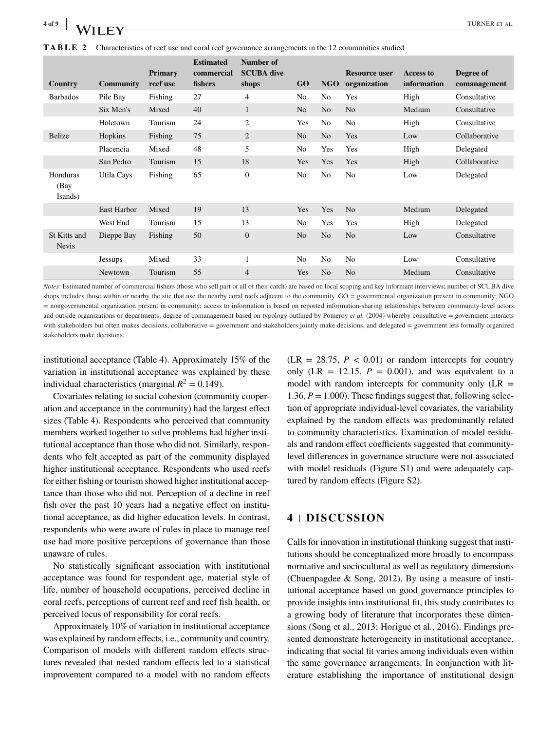**TABLE 2** Characteristics of reef use and coral reef governance arrangements in the 12 communities studied

| Country | Community | Primary reef use | Estimated commercial fishers | Number of SCUBA dive shops | GO | NGO | Resource user organization | Access to information | Degree of comanagement |
|---|---|---|---|---|---|---|---|---|---|
| Barbados | Pile Bay | Fishing | 27 | 4 | No | No | Yes | High | Consultative |
| | Six Men's | Mixed | 40 | 1 | No | No | No | Medium | Consultative |
| | Holetown | Tourism | 24 | 2 | Yes | No | No | High | Consultative |
| Belize | Hopkins | Fishing | 75 | 2 | No | No | Yes | Low | Collaborative |
| | Placencia | Mixed | 48 | 5 | No | Yes | Yes | High | Delegated |
| | San Pedro | Tourism | 15 | 18 | Yes | Yes | Yes | High | Collaborative |
| Honduras (Bay Isands) | Utila Cays | Fishing | 65 | 0 | No | No | No | Low | Delegated |
| | East Harbor | Mixed | 19 | 13 | Yes | Yes | No | Medium | Delegated |
| | West End | Tourism | 15 | 13 | No | Yes | Yes | High | Delegated |
| St Kitts and Nevis | Dieppe Bay | Fishing | 50 | 0 | No | No | No | Low | Consultative |
| | Jessups | Mixed | 33 | 1 | No | No | No | Low | Consultative |
| | Newtown | Tourism | 55 | 4 | Yes | No | No | Medium | Consultative |

*Notes*: Estimated number of commercial fishers (those who sell part or all of their catch) are based on local scoping and key informant interviews; number of SCUBA dive shops includes those within or nearby the site that use the nearby coral reefs adjacent to the community. GO = governmental organization present in community; NGO = nongovernmental organization present in community; access to information is based on reported information-sharing relationships between community-level actors and outside organizations or departments; degree of comanagement based on typology outlined by Pomeroy *et al.* (2004) whereby consultative = government interacts with stakeholders but often makes decisions, collaborative = government and stakeholders jointly make decisions, and delegated = government lets formally organized stakeholders make decisions.

institutional acceptance (Table 4). Approximately 15% of the variation in institutional acceptance was explained by these individual characteristics (marginal $R^2 = 0.149$).

Covariates relating to social cohesion (community cooperation and acceptance in the community) had the largest effect sizes (Table 4). Respondents who perceived that community members worked together to solve problems had higher institutional acceptance than those who did not. Similarly, respondents who felt accepted as part of the community displayed higher institutional acceptance. Respondents who used reefs for either fishing or tourism showed higher institutional acceptance than those who did not. Perception of a decline in reef fish over the past 10 years had a negative effect on institutional acceptance, as did higher education levels. In contrast, respondents who were aware of rules in place to manage reef use had more positive perceptions of governance than those unaware of rules.

No statistically significant association with institutional acceptance was found for respondent age, material style of life, number of household occupations, perceived decline in coral reefs, perceptions of current reef and reef fish health, or perceived locus of responsibility for coral reefs.

Approximately 10% of variation in institutional acceptance was explained by random effects, i.e., community and country. Comparison of models with different random effects structures revealed that nested random effects led to a statistical improvement compared to a model with no random effects ($LR = 28.75$, $P < 0.01$) or random intercepts for country only ($LR = 12.15$, $P = 0.001$), and was equivalent to a model with random intercepts for community only ($LR = 1.36$, $P = 1.000$). These findings suggest that, following selection of appropriate individual-level covariates, the variability explained by the random effects was predominantly related to community characteristics. Examination of model residuals and random effect coefficients suggested that community-level differences in governance structure were not associated with model residuals (Figure S1) and were adequately captured by random effects (Figure S2).

## 4 | DISCUSSION

Calls for innovation in institutional thinking suggest that institutions should be conceptualized more broadly to encompass normative and sociocultural as well as regulatory dimensions (Chuenpagdee & Song, 2012). By using a measure of institutional acceptance based on good governance principles to provide insights into institutional fit, this study contributes to a growing body of literature that incorporates these dimensions (Song et al., 2013; Horigue et al., 2016). Findings presented demonstrate heterogeneity in institutional acceptance, indicating that social fit varies among individuals even within the same governance arrangements. In conjunction with literature establishing the importance of institutional design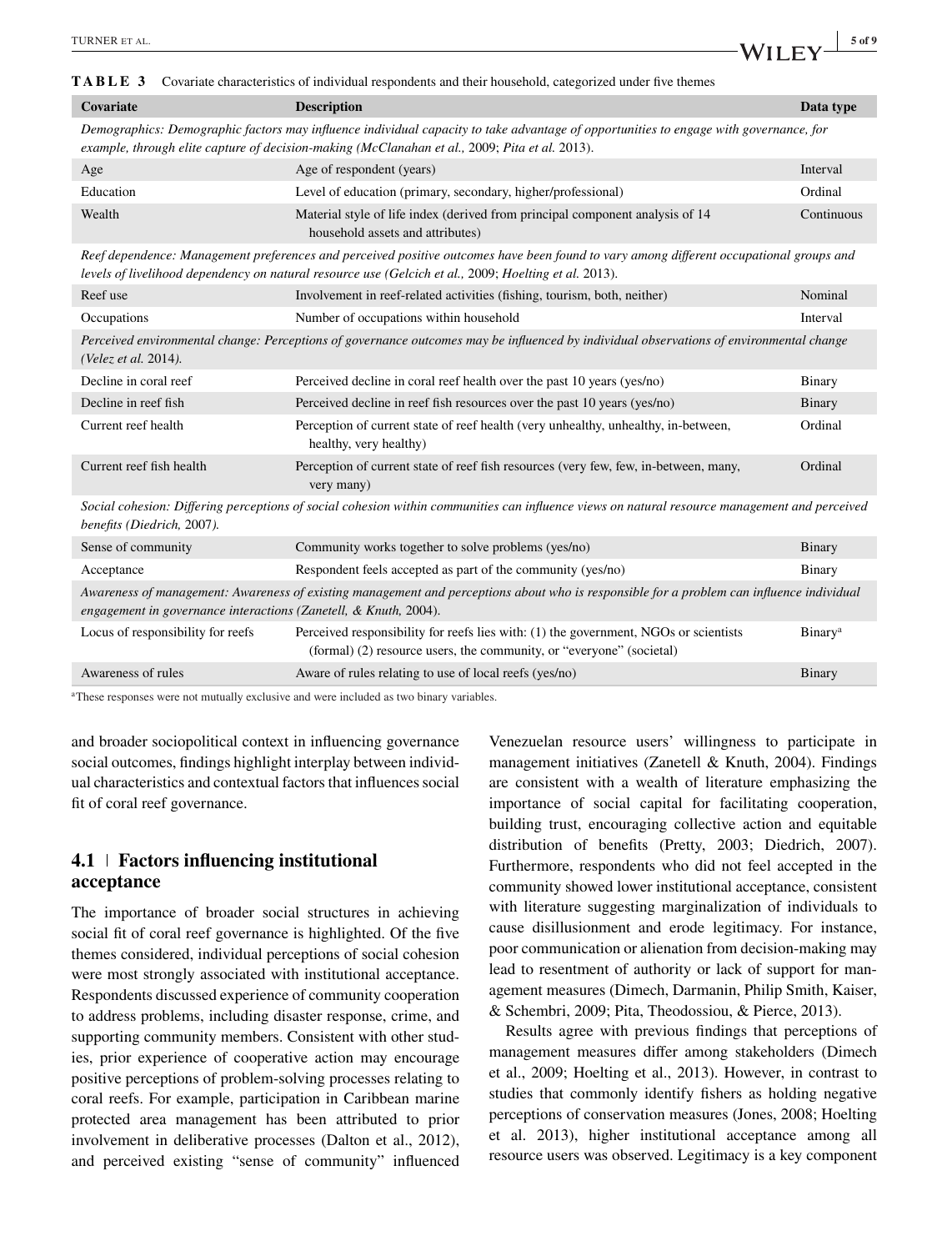**TABLE 3** Covariate characteristics of individual respondents and their household, categorized under five themes

| Covariate | Description | Data type |
|---|---|---|
| *Demographics: Demographic factors may influence individual capacity to take advantage of opportunities to engage with governance, for example, through elite capture of decision-making (McClanahan et al., 2009; Pita et al. 2013).* | | |
| Age | Age of respondent (years) | Interval |
| Education | Level of education (primary, secondary, higher/professional) | Ordinal |
| Wealth | Material style of life index (derived from principal component analysis of 14 household assets and attributes) | Continuous |
| *Reef dependence: Management preferences and perceived positive outcomes have been found to vary among different occupational groups and levels of livelihood dependency on natural resource use (Gelcich et al., 2009; Hoelting et al. 2013).* | | |
| Reef use | Involvement in reef-related activities (fishing, tourism, both, neither) | Nominal |
| Occupations | Number of occupations within household | Interval |
| *Perceived environmental change: Perceptions of governance outcomes may be influenced by individual observations of environmental change (Velez et al. 2014).* | | |
| Decline in coral reef | Perceived decline in coral reef health over the past 10 years (yes/no) | Binary |
| Decline in reef fish | Perceived decline in reef fish resources over the past 10 years (yes/no) | Binary |
| Current reef health | Perception of current state of reef health (very unhealthy, unhealthy, in-between, healthy, very healthy) | Ordinal |
| Current reef fish health | Perception of current state of reef fish resources (very few, few, in-between, many, very many) | Ordinal |
| *Social cohesion: Differing perceptions of social cohesion within communities can influence views on natural resource management and perceived benefits (Diedrich, 2007).* | | |
| Sense of community | Community works together to solve problems (yes/no) | Binary |
| Acceptance | Respondent feels accepted as part of the community (yes/no) | Binary |
| *Awareness of management: Awareness of existing management and perceptions about who is responsible for a problem can influence individual engagement in governance interactions (Zanetell, & Knuth, 2004).* | | |
| Locus of responsibility for reefs | Perceived responsibility for reefs lies with: (1) the government, NGOs or scientists (formal) (2) resource users, the community, or "everyone" (societal) | Binary[a] |
| Awareness of rules | Aware of rules relating to use of local reefs (yes/no) | Binary |

[a]These responses were not mutually exclusive and were included as two binary variables.

and broader sociopolitical context in influencing governance social outcomes, findings highlight interplay between individual characteristics and contextual factors that influences social fit of coral reef governance.

## 4.1 | Factors influencing institutional acceptance

The importance of broader social structures in achieving social fit of coral reef governance is highlighted. Of the five themes considered, individual perceptions of social cohesion were most strongly associated with institutional acceptance. Respondents discussed experience of community cooperation to address problems, including disaster response, crime, and supporting community members. Consistent with other studies, prior experience of cooperative action may encourage positive perceptions of problem-solving processes relating to coral reefs. For example, participation in Caribbean marine protected area management has been attributed to prior involvement in deliberative processes (Dalton et al., 2012), and perceived existing "sense of community" influenced Venezuelan resource users' willingness to participate in management initiatives (Zanetell & Knuth, 2004). Findings are consistent with a wealth of literature emphasizing the importance of social capital for facilitating cooperation, building trust, encouraging collective action and equitable distribution of benefits (Pretty, 2003; Diedrich, 2007). Furthermore, respondents who did not feel accepted in the community showed lower institutional acceptance, consistent with literature suggesting marginalization of individuals to cause disillusionment and erode legitimacy. For instance, poor communication or alienation from decision-making may lead to resentment of authority or lack of support for management measures (Dimech, Darmanin, Philip Smith, Kaiser, & Schembri, 2009; Pita, Theodossiou, & Pierce, 2013).

Results agree with previous findings that perceptions of management measures differ among stakeholders (Dimech et al., 2009; Hoelting et al., 2013). However, in contrast to studies that commonly identify fishers as holding negative perceptions of conservation measures (Jones, 2008; Hoelting et al. 2013), higher institutional acceptance among all resource users was observed. Legitimacy is a key component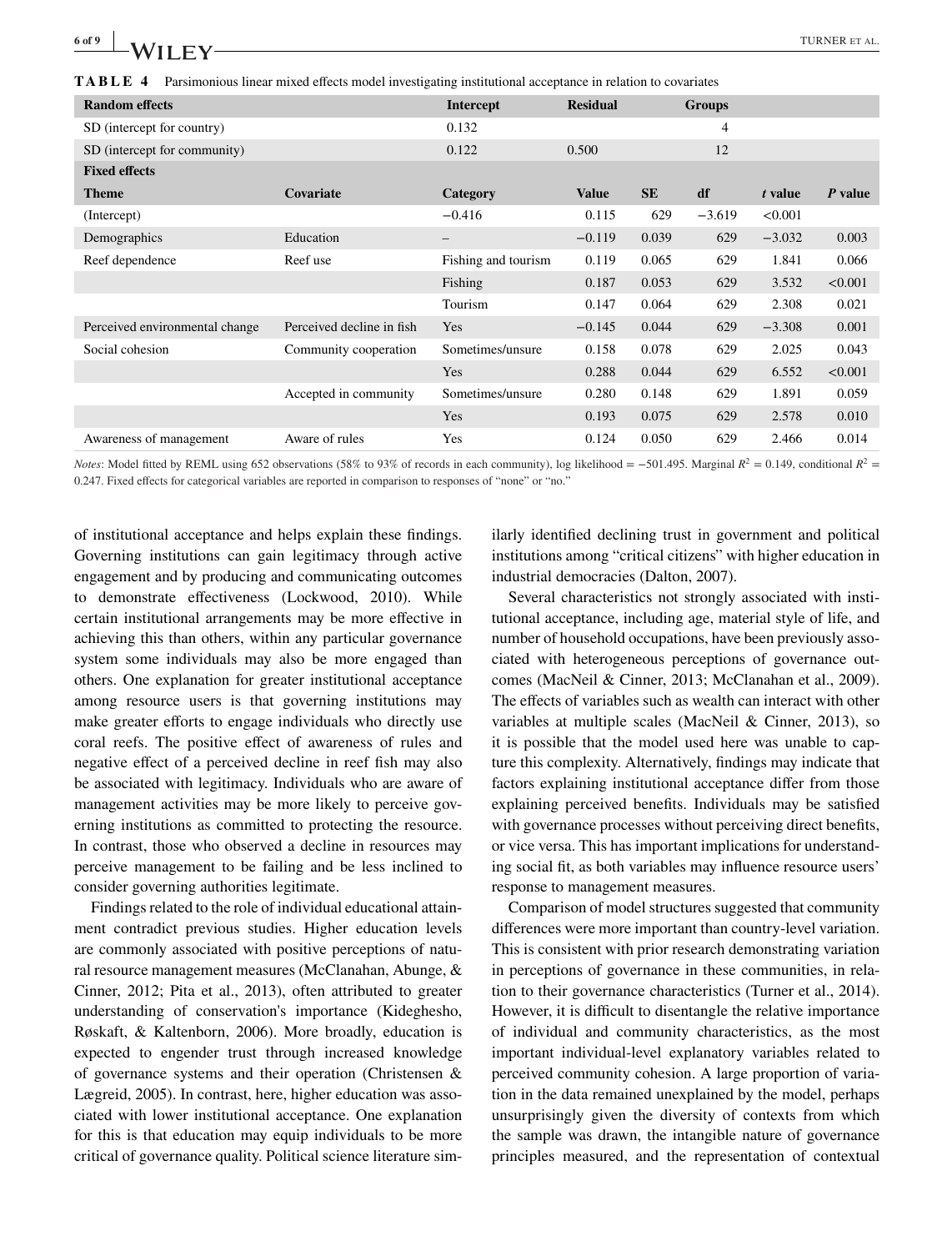**TABLE 4** Parsimonious linear mixed effects model investigating institutional acceptance in relation to covariates

| **Random effects** | | **Intercept** | **Residual** | | **Groups** | | |
|---|---|---|---|---|---|---|---|
| SD (intercept for country) | | 0.132 | | | 4 | | |
| SD (intercept for community) | | 0.122 | 0.500 | | 12 | | |
| **Fixed effects** | | | | | | | |
| **Theme** | **Covariate** | **Category** | **Value** | **SE** | **df** | ***t* value** | ***P* value** |
| (Intercept) | | −0.416 | 0.115 | 629 | −3.619 | <0.001 | |
| Demographics | Education | – | −0.119 | 0.039 | 629 | −3.032 | 0.003 |
| Reef dependence | Reef use | Fishing and tourism | 0.119 | 0.065 | 629 | 1.841 | 0.066 |
| | | Fishing | 0.187 | 0.053 | 629 | 3.532 | <0.001 |
| | | Tourism | 0.147 | 0.064 | 629 | 2.308 | 0.021 |
| Perceived environmental change | Perceived decline in fish | Yes | −0.145 | 0.044 | 629 | −3.308 | 0.001 |
| Social cohesion | Community cooperation | Sometimes/unsure | 0.158 | 0.078 | 629 | 2.025 | 0.043 |
| | | Yes | 0.288 | 0.044 | 629 | 6.552 | <0.001 |
| | Accepted in community | Sometimes/unsure | 0.280 | 0.148 | 629 | 1.891 | 0.059 |
| | | Yes | 0.193 | 0.075 | 629 | 2.578 | 0.010 |
| Awareness of management | Aware of rules | Yes | 0.124 | 0.050 | 629 | 2.466 | 0.014 |

*Notes*: Model fitted by REML using 652 observations (58% to 93% of records in each community), log likelihood = −501.495. Marginal $R^2 = 0.149$, conditional $R^2 = 0.247$. Fixed effects for categorical variables are reported in comparison to responses of "none" or "no."

of institutional acceptance and helps explain these findings. Governing institutions can gain legitimacy through active engagement and by producing and communicating outcomes to demonstrate effectiveness (Lockwood, 2010). While certain institutional arrangements may be more effective in achieving this than others, within any particular governance system some individuals may also be more engaged than others. One explanation for greater institutional acceptance among resource users is that governing institutions may make greater efforts to engage individuals who directly use coral reefs. The positive effect of awareness of rules and negative effect of a perceived decline in reef fish may also be associated with legitimacy. Individuals who are aware of management activities may be more likely to perceive governing institutions as committed to protecting the resource. In contrast, those who observed a decline in resources may perceive management to be failing and be less inclined to consider governing authorities legitimate.

Findings related to the role of individual educational attainment contradict previous studies. Higher education levels are commonly associated with positive perceptions of natural resource management measures (McClanahan, Abunge, & Cinner, 2012; Pita et al., 2013), often attributed to greater understanding of conservation's importance (Kideghesho, Røskaft, & Kaltenborn, 2006). More broadly, education is expected to engender trust through increased knowledge of governance systems and their operation (Christensen & Lægreid, 2005). In contrast, here, higher education was associated with lower institutional acceptance. One explanation for this is that education may equip individuals to be more critical of governance quality. Political science literature similarly identified declining trust in government and political institutions among "critical citizens" with higher education in industrial democracies (Dalton, 2007).

Several characteristics not strongly associated with institutional acceptance, including age, material style of life, and number of household occupations, have been previously associated with heterogeneous perceptions of governance outcomes (MacNeil & Cinner, 2013; McClanahan et al., 2009). The effects of variables such as wealth can interact with other variables at multiple scales (MacNeil & Cinner, 2013), so it is possible that the model used here was unable to capture this complexity. Alternatively, findings may indicate that factors explaining institutional acceptance differ from those explaining perceived benefits. Individuals may be satisfied with governance processes without perceiving direct benefits, or vice versa. This has important implications for understanding social fit, as both variables may influence resource users' response to management measures.

Comparison of model structures suggested that community differences were more important than country-level variation. This is consistent with prior research demonstrating variation in perceptions of governance in these communities, in relation to their governance characteristics (Turner et al., 2014). However, it is difficult to disentangle the relative importance of individual and community characteristics, as the most important individual-level explanatory variables related to perceived community cohesion. A large proportion of variation in the data remained unexplained by the model, perhaps unsurprisingly given the diversity of contexts from which the sample was drawn, the intangible nature of governance principles measured, and the representation of contextual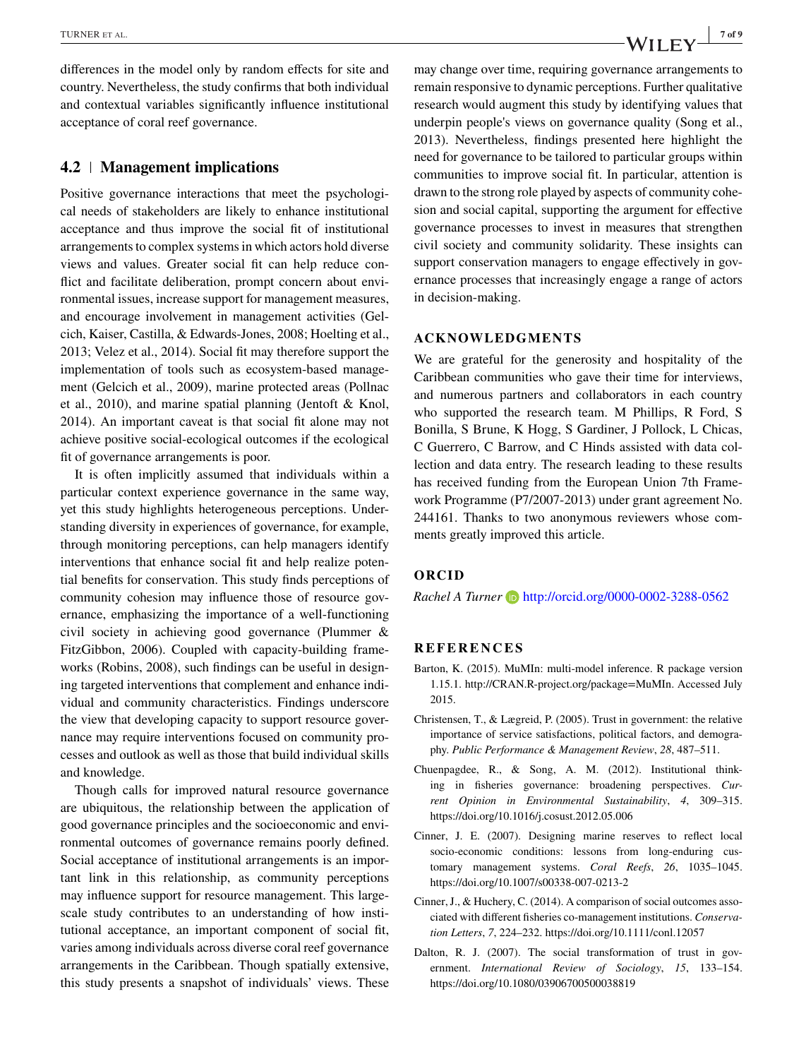differences in the model only by random effects for site and country. Nevertheless, the study confirms that both individual and contextual variables significantly influence institutional acceptance of coral reef governance.

## 4.2 | Management implications

Positive governance interactions that meet the psychological needs of stakeholders are likely to enhance institutional acceptance and thus improve the social fit of institutional arrangements to complex systems in which actors hold diverse views and values. Greater social fit can help reduce conflict and facilitate deliberation, prompt concern about environmental issues, increase support for management measures, and encourage involvement in management activities (Gelcich, Kaiser, Castilla, & Edwards-Jones, 2008; Hoelting et al., 2013; Velez et al., 2014). Social fit may therefore support the implementation of tools such as ecosystem-based management (Gelcich et al., 2009), marine protected areas (Pollnac et al., 2010), and marine spatial planning (Jentoft & Knol, 2014). An important caveat is that social fit alone may not achieve positive social-ecological outcomes if the ecological fit of governance arrangements is poor.

It is often implicitly assumed that individuals within a particular context experience governance in the same way, yet this study highlights heterogeneous perceptions. Understanding diversity in experiences of governance, for example, through monitoring perceptions, can help managers identify interventions that enhance social fit and help realize potential benefits for conservation. This study finds perceptions of community cohesion may influence those of resource governance, emphasizing the importance of a well-functioning civil society in achieving good governance (Plummer & FitzGibbon, 2006). Coupled with capacity-building frameworks (Robins, 2008), such findings can be useful in designing targeted interventions that complement and enhance individual and community characteristics. Findings underscore the view that developing capacity to support resource governance may require interventions focused on community processes and outlook as well as those that build individual skills and knowledge.

Though calls for improved natural resource governance are ubiquitous, the relationship between the application of good governance principles and the socioeconomic and environmental outcomes of governance remains poorly defined. Social acceptance of institutional arrangements is an important link in this relationship, as community perceptions may influence support for resource management. This large-scale study contributes to an understanding of how institutional acceptance, an important component of social fit, varies among individuals across diverse coral reef governance arrangements in the Caribbean. Though spatially extensive, this study presents a snapshot of individuals' views. These may change over time, requiring governance arrangements to remain responsive to dynamic perceptions. Further qualitative research would augment this study by identifying values that underpin people's views on governance quality (Song et al., 2013). Nevertheless, findings presented here highlight the need for governance to be tailored to particular groups within communities to improve social fit. In particular, attention is drawn to the strong role played by aspects of community cohesion and social capital, supporting the argument for effective governance processes to invest in measures that strengthen civil society and community solidarity. These insights can support conservation managers to engage effectively in governance processes that increasingly engage a range of actors in decision-making.

## ACKNOWLEDGMENTS

We are grateful for the generosity and hospitality of the Caribbean communities who gave their time for interviews, and numerous partners and collaborators in each country who supported the research team. M Phillips, R Ford, S Bonilla, S Brune, K Hogg, S Gardiner, J Pollock, L Chicas, C Guerrero, C Barrow, and C Hinds assisted with data collection and data entry. The research leading to these results has received funding from the European Union 7th Framework Programme (P7/2007-2013) under grant agreement No. 244161. Thanks to two anonymous reviewers whose comments greatly improved this article.

## ORCID

*Rachel A Turner* http://orcid.org/0000-0002-3288-0562

## REFERENCES

Barton, K. (2015). MuMIn: multi-model inference. R package version 1.15.1. http://CRAN.R-project.org/package=MuMIn. Accessed July 2015.

Christensen, T., & Lægreid, P. (2005). Trust in government: the relative importance of service satisfactions, political factors, and demography. *Public Performance & Management Review*, *28*, 487–511.

Chuenpagdee, R., & Song, A. M. (2012). Institutional thinking in fisheries governance: broadening perspectives. *Current Opinion in Environmental Sustainability*, *4*, 309–315. https://doi.org/10.1016/j.cosust.2012.05.006

Cinner, J. E. (2007). Designing marine reserves to reflect local socio-economic conditions: lessons from long-enduring customary management systems. *Coral Reefs*, *26*, 1035–1045. https://doi.org/10.1007/s00338-007-0213-2

Cinner, J., & Huchery, C. (2014). A comparison of social outcomes associated with different fisheries co-management institutions. *Conservation Letters*, *7*, 224–232. https://doi.org/10.1111/conl.12057

Dalton, R. J. (2007). The social transformation of trust in government. *International Review of Sociology*, *15*, 133–154. https://doi.org/10.1080/03906700500038819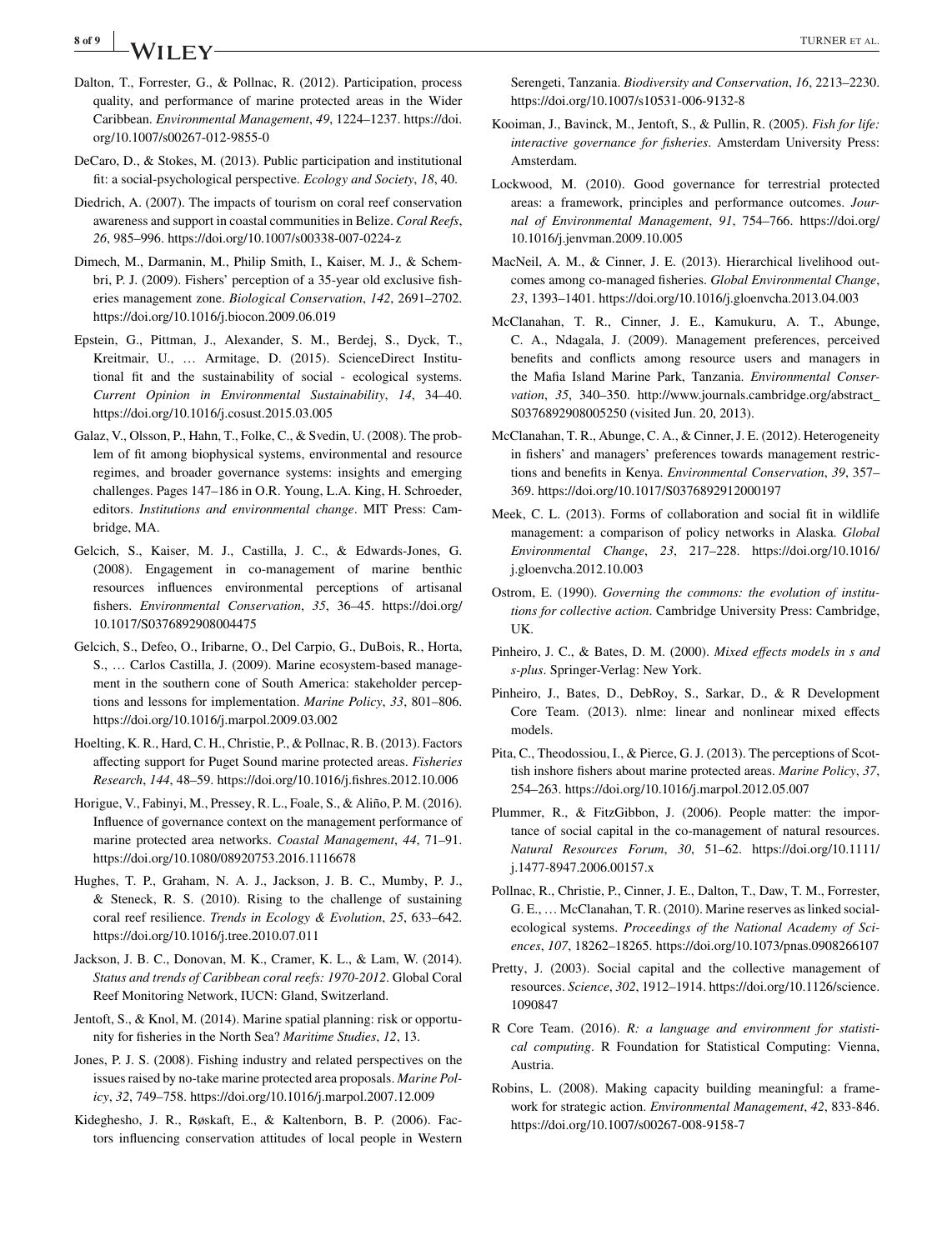Dalton, T., Forrester, G., & Pollnac, R. (2012). Participation, process quality, and performance of marine protected areas in the Wider Caribbean. *Environmental Management*, *49*, 1224–1237. https://doi.org/10.1007/s00267-012-9855-0

DeCaro, D., & Stokes, M. (2013). Public participation and institutional fit: a social-psychological perspective. *Ecology and Society*, *18*, 40.

Diedrich, A. (2007). The impacts of tourism on coral reef conservation awareness and support in coastal communities in Belize. *Coral Reefs*, *26*, 985–996. https://doi.org/10.1007/s00338-007-0224-z

Dimech, M., Darmanin, M., Philip Smith, I., Kaiser, M. J., & Schembri, P. J. (2009). Fishers' perception of a 35-year old exclusive fisheries management zone. *Biological Conservation*, *142*, 2691–2702. https://doi.org/10.1016/j.biocon.2009.06.019

Epstein, G., Pittman, J., Alexander, S. M., Berdej, S., Dyck, T., Kreitmair, U., … Armitage, D. (2015). ScienceDirect Institutional fit and the sustainability of social - ecological systems. *Current Opinion in Environmental Sustainability*, *14*, 34–40. https://doi.org/10.1016/j.cosust.2015.03.005

Galaz, V., Olsson, P., Hahn, T., Folke, C., & Svedin, U. (2008). The problem of fit among biophysical systems, environmental and resource regimes, and broader governance systems: insights and emerging challenges. Pages 147–186 in O.R. Young, L.A. King, H. Schroeder, editors. *Institutions and environmental change*. MIT Press: Cambridge, MA.

Gelcich, S., Kaiser, M. J., Castilla, J. C., & Edwards-Jones, G. (2008). Engagement in co-management of marine benthic resources influences environmental perceptions of artisanal fishers. *Environmental Conservation*, *35*, 36–45. https://doi.org/10.1017/S0376892908004475

Gelcich, S., Defeo, O., Iribarne, O., Del Carpio, G., DuBois, R., Horta, S., … Carlos Castilla, J. (2009). Marine ecosystem-based management in the southern cone of South America: stakeholder perceptions and lessons for implementation. *Marine Policy*, *33*, 801–806. https://doi.org/10.1016/j.marpol.2009.03.002

Hoelting, K. R., Hard, C. H., Christie, P., & Pollnac, R. B. (2013). Factors affecting support for Puget Sound marine protected areas. *Fisheries Research*, *144*, 48–59. https://doi.org/10.1016/j.fishres.2012.10.006

Horigue, V., Fabinyi, M., Pressey, R. L., Foale, S., & Aliño, P. M. (2016). Influence of governance context on the management performance of marine protected area networks. *Coastal Management*, *44*, 71–91. https://doi.org/10.1080/08920753.2016.1116678

Hughes, T. P., Graham, N. A. J., Jackson, J. B. C., Mumby, P. J., & Steneck, R. S. (2010). Rising to the challenge of sustaining coral reef resilience. *Trends in Ecology & Evolution*, *25*, 633–642. https://doi.org/10.1016/j.tree.2010.07.011

Jackson, J. B. C., Donovan, M. K., Cramer, K. L., & Lam, W. (2014). *Status and trends of Caribbean coral reefs: 1970-2012*. Global Coral Reef Monitoring Network, IUCN: Gland, Switzerland.

Jentoft, S., & Knol, M. (2014). Marine spatial planning: risk or opportunity for fisheries in the North Sea? *Maritime Studies*, *12*, 13.

Jones, P. J. S. (2008). Fishing industry and related perspectives on the issues raised by no-take marine protected area proposals. *Marine Policy*, *32*, 749–758. https://doi.org/10.1016/j.marpol.2007.12.009

Kideghesho, J. R., Røskaft, E., & Kaltenborn, B. P. (2006). Factors influencing conservation attitudes of local people in Western Serengeti, Tanzania. *Biodiversity and Conservation*, *16*, 2213–2230. https://doi.org/10.1007/s10531-006-9132-8

Kooiman, J., Bavinck, M., Jentoft, S., & Pullin, R. (2005). *Fish for life: interactive governance for fisheries*. Amsterdam University Press: Amsterdam.

Lockwood, M. (2010). Good governance for terrestrial protected areas: a framework, principles and performance outcomes. *Journal of Environmental Management*, *91*, 754–766. https://doi.org/10.1016/j.jenvman.2009.10.005

MacNeil, A. M., & Cinner, J. E. (2013). Hierarchical livelihood outcomes among co-managed fisheries. *Global Environmental Change*, *23*, 1393–1401. https://doi.org/10.1016/j.gloenvcha.2013.04.003

McClanahan, T. R., Cinner, J. E., Kamukuru, A. T., Abunge, C. A., Ndagala, J. (2009). Management preferences, perceived benefits and conflicts among resource users and managers in the Mafia Island Marine Park, Tanzania. *Environmental Conservation*, *35*, 340–350. http://www.journals.cambridge.org/abstract_S0376892908005250 (visited Jun. 20, 2013).

McClanahan, T. R., Abunge, C. A., & Cinner, J. E. (2012). Heterogeneity in fishers' and managers' preferences towards management restrictions and benefits in Kenya. *Environmental Conservation*, *39*, 357–369. https://doi.org/10.1017/S0376892912000197

Meek, C. L. (2013). Forms of collaboration and social fit in wildlife management: a comparison of policy networks in Alaska. *Global Environmental Change*, *23*, 217–228. https://doi.org/10.1016/j.gloenvcha.2012.10.003

Ostrom, E. (1990). *Governing the commons: the evolution of institutions for collective action*. Cambridge University Press: Cambridge, UK.

Pinheiro, J. C., & Bates, D. M. (2000). *Mixed effects models in s and s-plus*. Springer-Verlag: New York.

Pinheiro, J., Bates, D., DebRoy, S., Sarkar, D., & R Development Core Team. (2013). nlme: linear and nonlinear mixed effects models.

Pita, C., Theodossiou, I., & Pierce, G. J. (2013). The perceptions of Scottish inshore fishers about marine protected areas. *Marine Policy*, *37*, 254–263. https://doi.org/10.1016/j.marpol.2012.05.007

Plummer, R., & FitzGibbon, J. (2006). People matter: the importance of social capital in the co-management of natural resources. *Natural Resources Forum*, *30*, 51–62. https://doi.org/10.1111/j.1477-8947.2006.00157.x

Pollnac, R., Christie, P., Cinner, J. E., Dalton, T., Daw, T. M., Forrester, G. E., … McClanahan, T. R. (2010). Marine reserves as linked social-ecological systems. *Proceedings of the National Academy of Sciences*, *107*, 18262–18265. https://doi.org/10.1073/pnas.0908266107

Pretty, J. (2003). Social capital and the collective management of resources. *Science*, *302*, 1912–1914. https://doi.org/10.1126/science.1090847

R Core Team. (2016). *R: a language and environment for statistical computing*. R Foundation for Statistical Computing: Vienna, Austria.

Robins, L. (2008). Making capacity building meaningful: a framework for strategic action. *Environmental Management*, *42*, 833-846. https://doi.org/10.1007/s00267-008-9158-7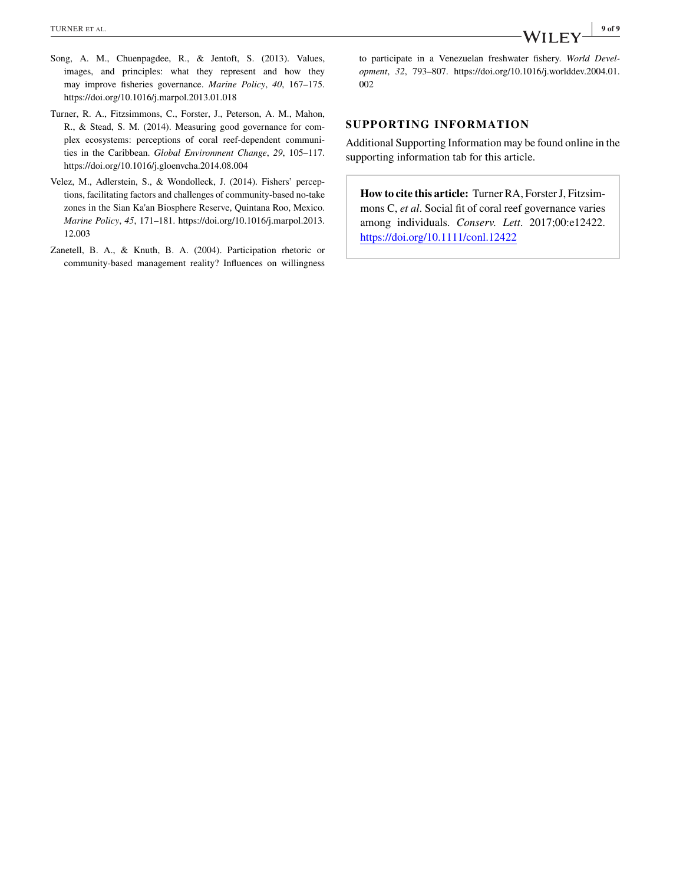Song, A. M., Chuenpagdee, R., & Jentoft, S. (2013). Values, images, and principles: what they represent and how they may improve fisheries governance. *Marine Policy*, *40*, 167–175. https://doi.org/10.1016/j.marpol.2013.01.018

Turner, R. A., Fitzsimmons, C., Forster, J., Peterson, A. M., Mahon, R., & Stead, S. M. (2014). Measuring good governance for complex ecosystems: perceptions of coral reef-dependent communities in the Caribbean. *Global Environment Change*, *29*, 105–117. https://doi.org/10.1016/j.gloenvcha.2014.08.004

Velez, M., Adlerstein, S., & Wondolleck, J. (2014). Fishers' perceptions, facilitating factors and challenges of community-based no-take zones in the Sian Ka'an Biosphere Reserve, Quintana Roo, Mexico. *Marine Policy*, *45*, 171–181. https://doi.org/10.1016/j.marpol.2013.12.003

Zanetell, B. A., & Knuth, B. A. (2004). Participation rhetoric or community-based management reality? Influences on willingness to participate in a Venezuelan freshwater fishery. *World Development*, *32*, 793–807. https://doi.org/10.1016/j.worlddev.2004.01.002

## SUPPORTING INFORMATION

Additional Supporting Information may be found online in the supporting information tab for this article.

**How to cite this article:** Turner RA, Forster J, Fitzsimmons C, *et al*. Social fit of coral reef governance varies among individuals. *Conserv. Lett*. 2017;00:e12422. https://doi.org/10.1111/conl.12422